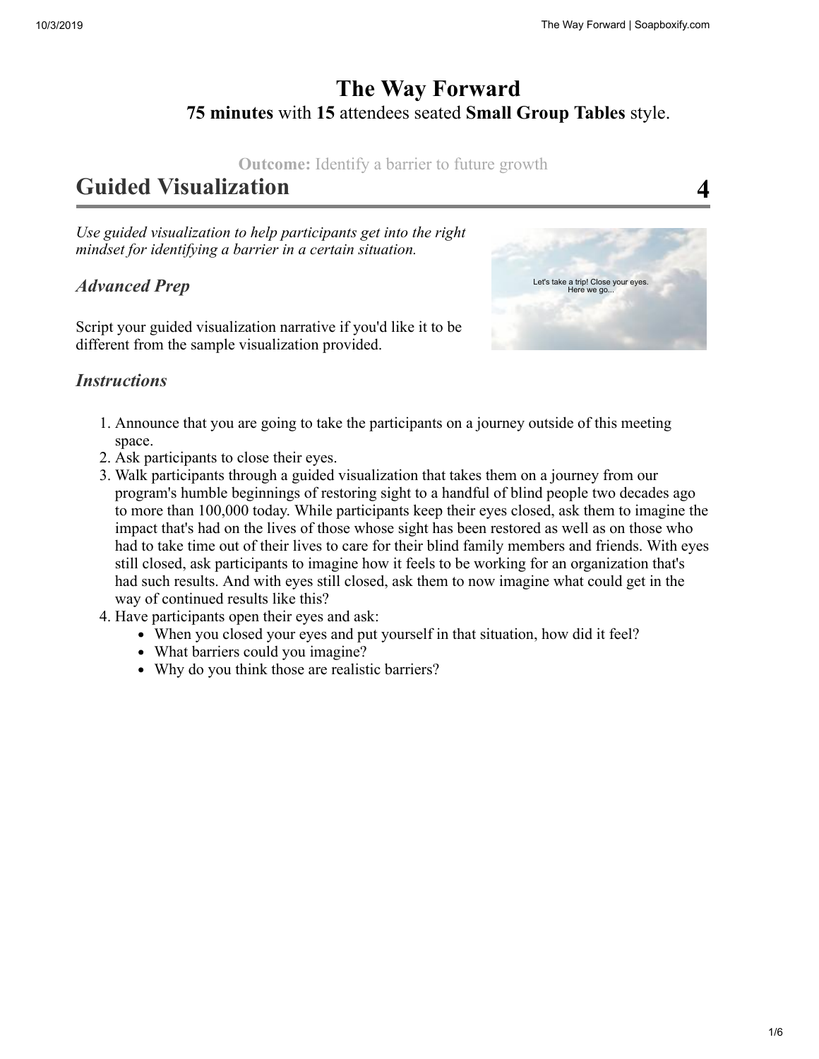# The Way Forward

**75 minutes** with **15** attendees seated **Small Group Tables** style.

**Outcome:** Identify a barrier to future growth

## Guided Visualization 4

*Use guided visualization to help participants get into the right mindset for identifying a barrier in a certain situation.*

### *Advanced Prep*

Script your guided visualization narrative if you'd like it to be different from the sample visualization provided.

### *Instructions*

1. Announce that you are going to take the participants on a journey outside of this meeting space.
2. Ask participants to close their eyes.
3. Walk participants through a guided visualization that takes them on a journey from our program's humble beginnings of restoring sight to a handful of blind people two decades ago to more than 100,000 today. While participants keep their eyes closed, ask them to imagine the impact that's had on the lives of those whose sight has been restored as well as on those who had to take time out of their lives to care for their blind family members and friends. With eyes still closed, ask participants to imagine how it feels to be working for an organization that's had such results. And with eyes still closed, ask them to now imagine what could get in the way of continued results like this?
4. Have participants open their eyes and ask:
   - When you closed your eyes and put yourself in that situation, how did it feel?
   - What barriers could you imagine?
   - Why do you think those are realistic barriers?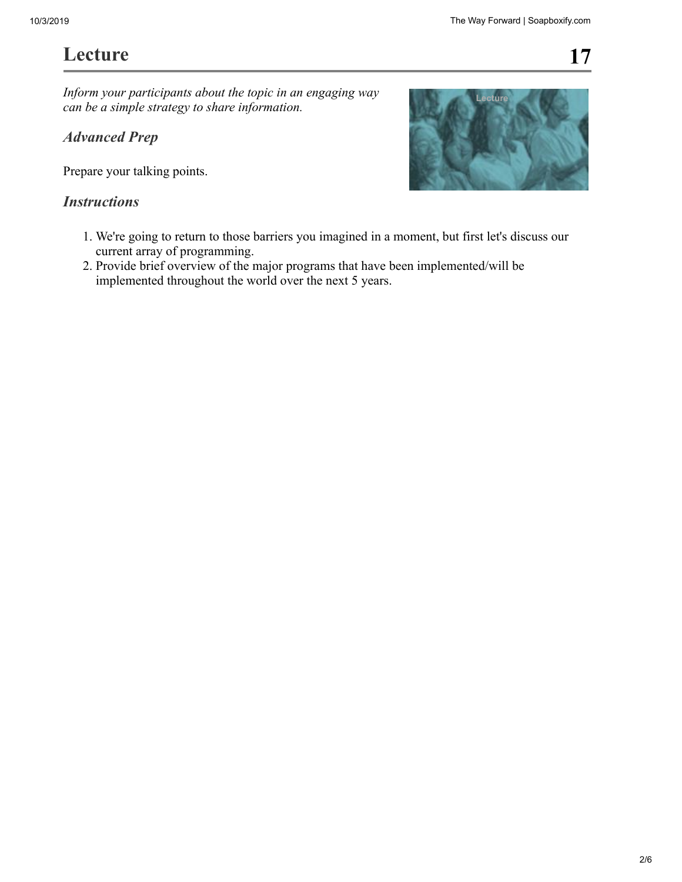# Lecture

**17**

*Inform your participants about the topic in an engaging way can be a simple strategy to share information.*

## *Advanced Prep*

Prepare your talking points.

## *Instructions*

1. We're going to return to those barriers you imagined in a moment, but first let's discuss our current array of programming.
2. Provide brief overview of the major programs that have been implemented/will be implemented throughout the world over the next 5 years.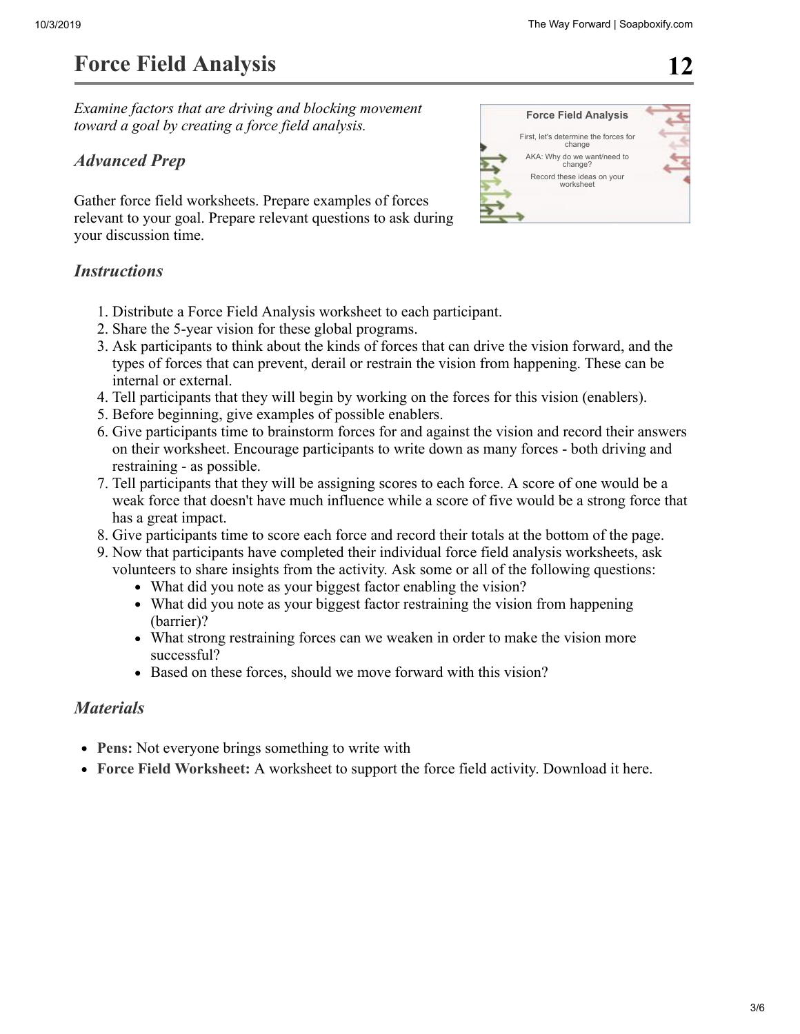# Force Field Analysis

**12**

*Examine factors that are driving and blocking movement toward a goal by creating a force field analysis.*

## *Advanced Prep*

Gather force field worksheets. Prepare examples of forces relevant to your goal. Prepare relevant questions to ask during your discussion time.

## *Instructions*

1. Distribute a Force Field Analysis worksheet to each participant.
2. Share the 5-year vision for these global programs.
3. Ask participants to think about the kinds of forces that can drive the vision forward, and the types of forces that can prevent, derail or restrain the vision from happening. These can be internal or external.
4. Tell participants that they will begin by working on the forces for this vision (enablers).
5. Before beginning, give examples of possible enablers.
6. Give participants time to brainstorm forces for and against the vision and record their answers on their worksheet. Encourage participants to write down as many forces - both driving and restraining - as possible.
7. Tell participants that they will be assigning scores to each force. A score of one would be a weak force that doesn't have much influence while a score of five would be a strong force that has a great impact.
8. Give participants time to score each force and record their totals at the bottom of the page.
9. Now that participants have completed their individual force field analysis worksheets, ask volunteers to share insights from the activity. Ask some or all of the following questions:
   - What did you note as your biggest factor enabling the vision?
   - What did you note as your biggest factor restraining the vision from happening (barrier)?
   - What strong restraining forces can we weaken in order to make the vision more successful?
   - Based on these forces, should we move forward with this vision?

## *Materials*

- **Pens:** Not everyone brings something to write with
- **Force Field Worksheet:** A worksheet to support the force field activity. Download it here.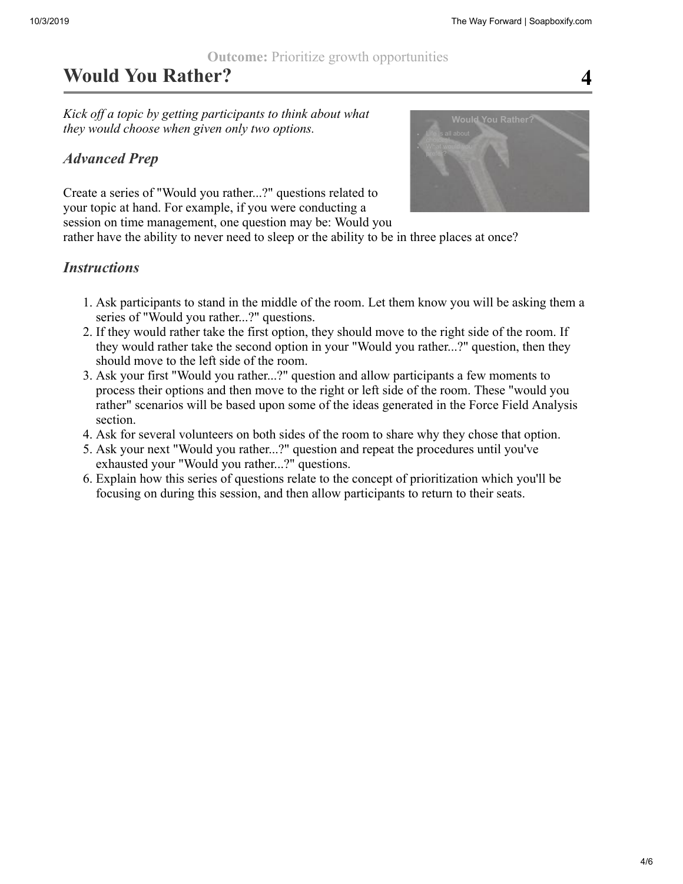**Outcome:** Prioritize growth opportunities

# Would You Rather? 4

*Kick off a topic by getting participants to think about what they would choose when given only two options.*

## *Advanced Prep*

Create a series of "Would you rather...?" questions related to your topic at hand. For example, if you were conducting a session on time management, one question may be: Would you rather have the ability to never need to sleep or the ability to be in three places at once?

## *Instructions*

1. Ask participants to stand in the middle of the room. Let them know you will be asking them a series of "Would you rather...?" questions.
2. If they would rather take the first option, they should move to the right side of the room. If they would rather take the second option in your "Would you rather...?" question, then they should move to the left side of the room.
3. Ask your first "Would you rather...?" question and allow participants a few moments to process their options and then move to the right or left side of the room. These "would you rather" scenarios will be based upon some of the ideas generated in the Force Field Analysis section.
4. Ask for several volunteers on both sides of the room to share why they chose that option.
5. Ask your next "Would you rather...?" question and repeat the procedures until you've exhausted your "Would you rather...?" questions.
6. Explain how this series of questions relate to the concept of prioritization which you'll be focusing on during this session, and then allow participants to return to their seats.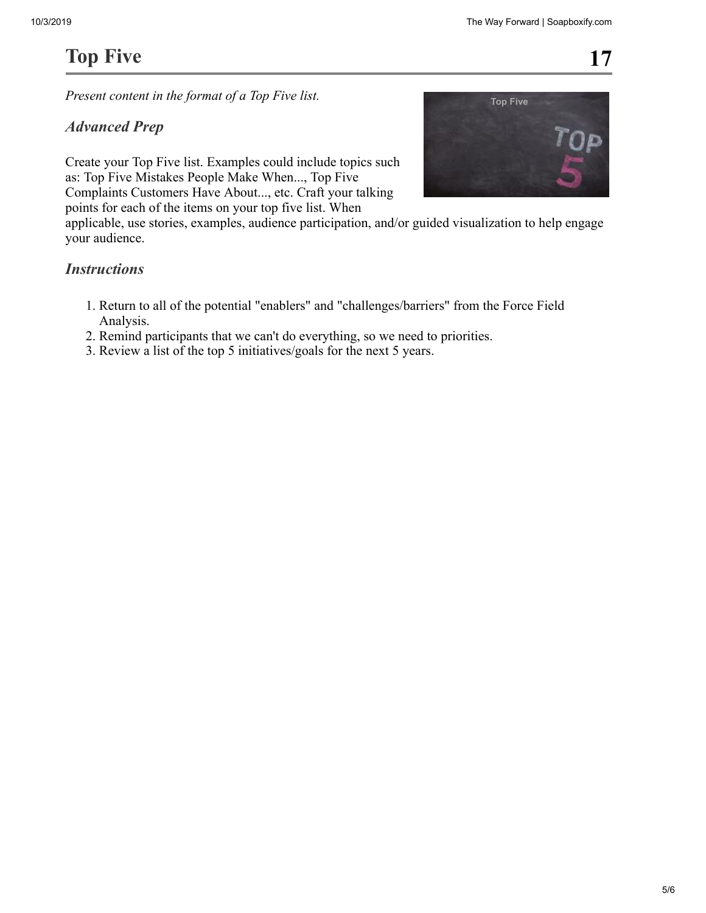# Top Five

**17**

*Present content in the format of a Top Five list.*

### *Advanced Prep*

Create your Top Five list. Examples could include topics such as: Top Five Mistakes People Make When..., Top Five Complaints Customers Have About..., etc. Craft your talking points for each of the items on your top five list. When applicable, use stories, examples, audience participation, and/or guided visualization to help engage your audience.

### *Instructions*

1. Return to all of the potential "enablers" and "challenges/barriers" from the Force Field Analysis.
2. Remind participants that we can't do everything, so we need to priorities.
3. Review a list of the top 5 initiatives/goals for the next 5 years.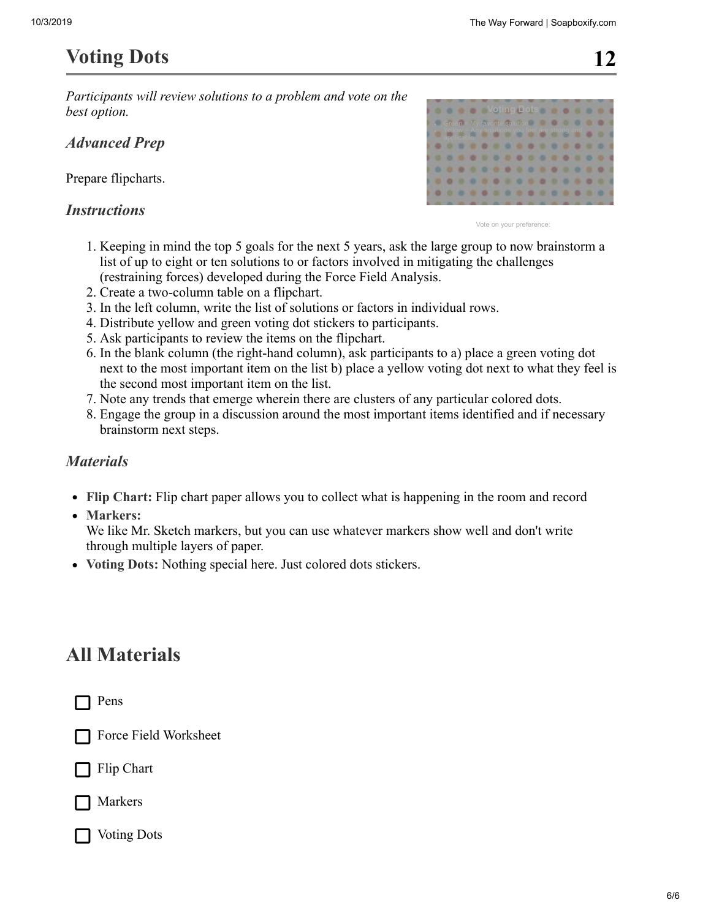# Voting Dots 12

*Participants will review solutions to a problem and vote on the best option.*

### *Advanced Prep*

Prepare flipcharts.

### *Instructions*

Vote on your preference:

1. Keeping in mind the top 5 goals for the next 5 years, ask the large group to now brainstorm a list of up to eight or ten solutions to or factors involved in mitigating the challenges (restraining forces) developed during the Force Field Analysis.
2. Create a two-column table on a flipchart.
3. In the left column, write the list of solutions or factors in individual rows.
4. Distribute yellow and green voting dot stickers to participants.
5. Ask participants to review the items on the flipchart.
6. In the blank column (the right-hand column), ask participants to a) place a green voting dot next to the most important item on the list b) place a yellow voting dot next to what they feel is the second most important item on the list.
7. Note any trends that emerge wherein there are clusters of any particular colored dots.
8. Engage the group in a discussion around the most important items identified and if necessary brainstorm next steps.

### *Materials*

- **Flip Chart:** Flip chart paper allows you to collect what is happening in the room and record
- **Markers:**
  We like Mr. Sketch markers, but you can use whatever markers show well and don't write through multiple layers of paper.
- **Voting Dots:** Nothing special here. Just colored dots stickers.

## All Materials

- [ ] Pens
- [ ] Force Field Worksheet
- [ ] Flip Chart
- [ ] Markers
- [ ] Voting Dots